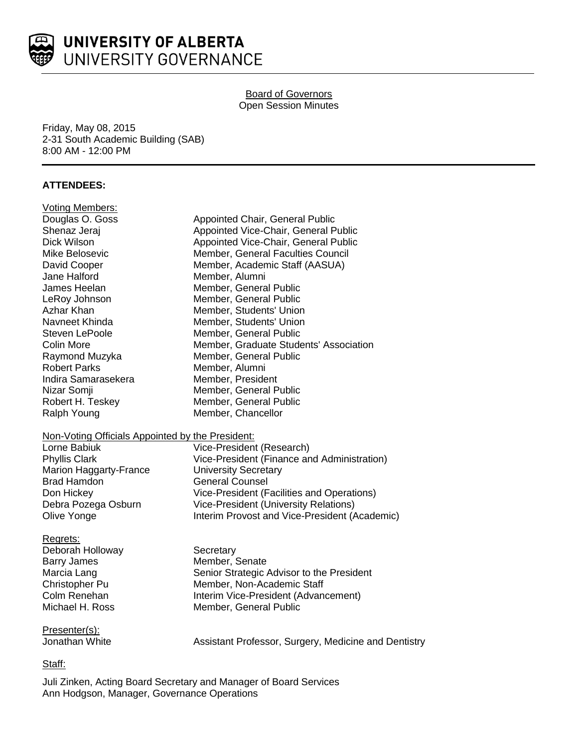# UNIVERSITY OF ALBERTA
UNIVERSITY GOVERNANCE

Board of Governors
Open Session Minutes

Friday, May 08, 2015
2-31 South Academic Building (SAB)
8:00 AM - 12:00 PM

**ATTENDEES:**

Voting Members:

| | |
|---|---|
| Douglas O. Goss | Appointed Chair, General Public |
| Shenaz Jeraj | Appointed Vice-Chair, General Public |
| Dick Wilson | Appointed Vice-Chair, General Public |
| Mike Belosevic | Member, General Faculties Council |
| David Cooper | Member, Academic Staff (AASUA) |
| Jane Halford | Member, Alumni |
| James Heelan | Member, General Public |
| LeRoy Johnson | Member, General Public |
| Azhar Khan | Member, Students' Union |
| Navneet Khinda | Member, Students' Union |
| Steven LePoole | Member, General Public |
| Colin More | Member, Graduate Students' Association |
| Raymond Muzyka | Member, General Public |
| Robert Parks | Member, Alumni |
| Indira Samarasekera | Member, President |
| Nizar Somji | Member, General Public |
| Robert H. Teskey | Member, General Public |
| Ralph Young | Member, Chancellor |

Non-Voting Officials Appointed by the President:

| | |
|---|---|
| Lorne Babiuk | Vice-President (Research) |
| Phyllis Clark | Vice-President (Finance and Administration) |
| Marion Haggarty-France | University Secretary |
| Brad Hamdon | General Counsel |
| Don Hickey | Vice-President (Facilities and Operations) |
| Debra Pozega Osburn | Vice-President (University Relations) |
| Olive Yonge | Interim Provost and Vice-President (Academic) |

Regrets:

| | |
|---|---|
| Deborah Holloway | Secretary |
| Barry James | Member, Senate |
| Marcia Lang | Senior Strategic Advisor to the President |
| Christopher Pu | Member, Non-Academic Staff |
| Colm Renehan | Interim Vice-President (Advancement) |
| Michael H. Ross | Member, General Public |

Presenter(s):

| | |
|---|---|
| Jonathan White | Assistant Professor, Surgery, Medicine and Dentistry |

Staff:

Juli Zinken, Acting Board Secretary and Manager of Board Services
Ann Hodgson, Manager, Governance Operations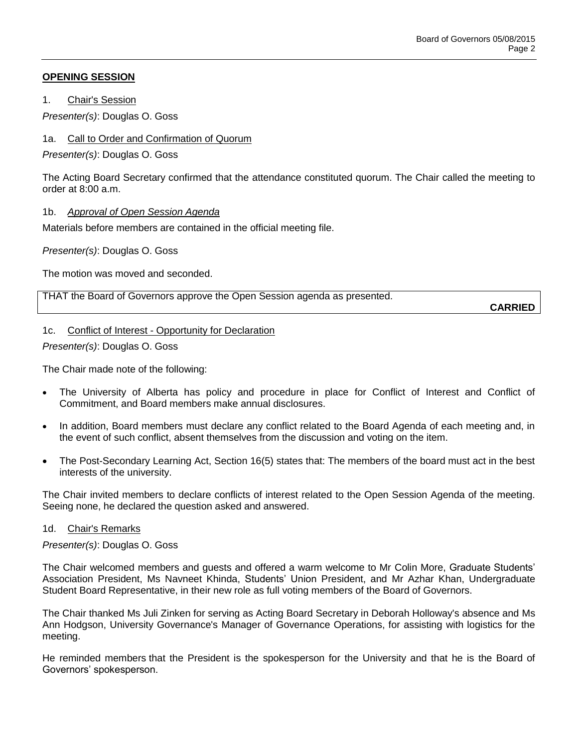## OPENING SESSION

### 1. Chair's Session

*Presenter(s)*: Douglas O. Goss

### 1a. Call to Order and Confirmation of Quorum

*Presenter(s)*: Douglas O. Goss

The Acting Board Secretary confirmed that the attendance constituted quorum. The Chair called the meeting to order at 8:00 a.m.

### 1b. *Approval of Open Session Agenda*

Materials before members are contained in the official meeting file.

*Presenter(s)*: Douglas O. Goss

The motion was moved and seconded.

THAT the Board of Governors approve the Open Session agenda as presented.

**CARRIED**

### 1c. Conflict of Interest - Opportunity for Declaration

*Presenter(s)*: Douglas O. Goss

The Chair made note of the following:

- The University of Alberta has policy and procedure in place for Conflict of Interest and Conflict of Commitment, and Board members make annual disclosures.
- In addition, Board members must declare any conflict related to the Board Agenda of each meeting and, in the event of such conflict, absent themselves from the discussion and voting on the item.
- The Post-Secondary Learning Act, Section 16(5) states that: The members of the board must act in the best interests of the university.

The Chair invited members to declare conflicts of interest related to the Open Session Agenda of the meeting. Seeing none, he declared the question asked and answered.

### 1d. Chair's Remarks

*Presenter(s)*: Douglas O. Goss

The Chair welcomed members and guests and offered a warm welcome to Mr Colin More, Graduate Students' Association President, Ms Navneet Khinda, Students' Union President, and Mr Azhar Khan, Undergraduate Student Board Representative, in their new role as full voting members of the Board of Governors.

The Chair thanked Ms Juli Zinken for serving as Acting Board Secretary in Deborah Holloway's absence and Ms Ann Hodgson, University Governance's Manager of Governance Operations, for assisting with logistics for the meeting.

He reminded members that the President is the spokesperson for the University and that he is the Board of Governors' spokesperson.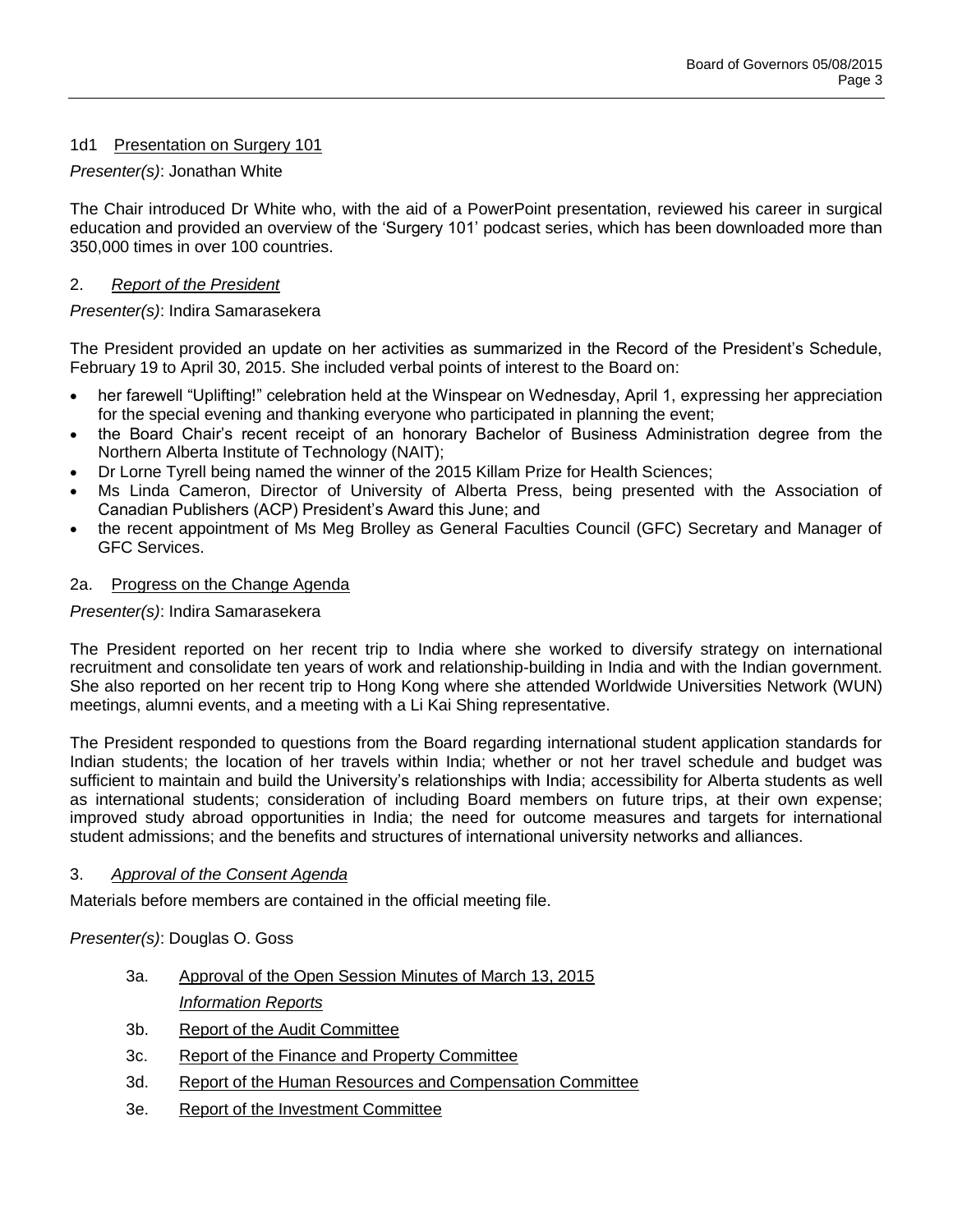### 1d1 Presentation on Surgery 101

*Presenter(s)*: Jonathan White

The Chair introduced Dr White who, with the aid of a PowerPoint presentation, reviewed his career in surgical education and provided an overview of the 'Surgery 101' podcast series, which has been downloaded more than 350,000 times in over 100 countries.

## 2. *Report of the President*

*Presenter(s)*: Indira Samarasekera

The President provided an update on her activities as summarized in the Record of the President's Schedule, February 19 to April 30, 2015. She included verbal points of interest to the Board on:

- her farewell "Uplifting!" celebration held at the Winspear on Wednesday, April 1, expressing her appreciation for the special evening and thanking everyone who participated in planning the event;
- the Board Chair's recent receipt of an honorary Bachelor of Business Administration degree from the Northern Alberta Institute of Technology (NAIT);
- Dr Lorne Tyrell being named the winner of the 2015 Killam Prize for Health Sciences;
- Ms Linda Cameron, Director of University of Alberta Press, being presented with the Association of Canadian Publishers (ACP) President's Award this June; and
- the recent appointment of Ms Meg Brolley as General Faculties Council (GFC) Secretary and Manager of GFC Services.

### 2a. Progress on the Change Agenda

*Presenter(s)*: Indira Samarasekera

The President reported on her recent trip to India where she worked to diversify strategy on international recruitment and consolidate ten years of work and relationship-building in India and with the Indian government. She also reported on her recent trip to Hong Kong where she attended Worldwide Universities Network (WUN) meetings, alumni events, and a meeting with a Li Kai Shing representative.

The President responded to questions from the Board regarding international student application standards for Indian students; the location of her travels within India; whether or not her travel schedule and budget was sufficient to maintain and build the University's relationships with India; accessibility for Alberta students as well as international students; consideration of including Board members on future trips, at their own expense; improved study abroad opportunities in India; the need for outcome measures and targets for international student admissions; and the benefits and structures of international university networks and alliances.

## 3. *Approval of the Consent Agenda*

Materials before members are contained in the official meeting file.

*Presenter(s)*: Douglas O. Goss

3a. Approval of the Open Session Minutes of March 13, 2015

*Information Reports*

3b. Report of the Audit Committee

3c. Report of the Finance and Property Committee

3d. Report of the Human Resources and Compensation Committee

3e. Report of the Investment Committee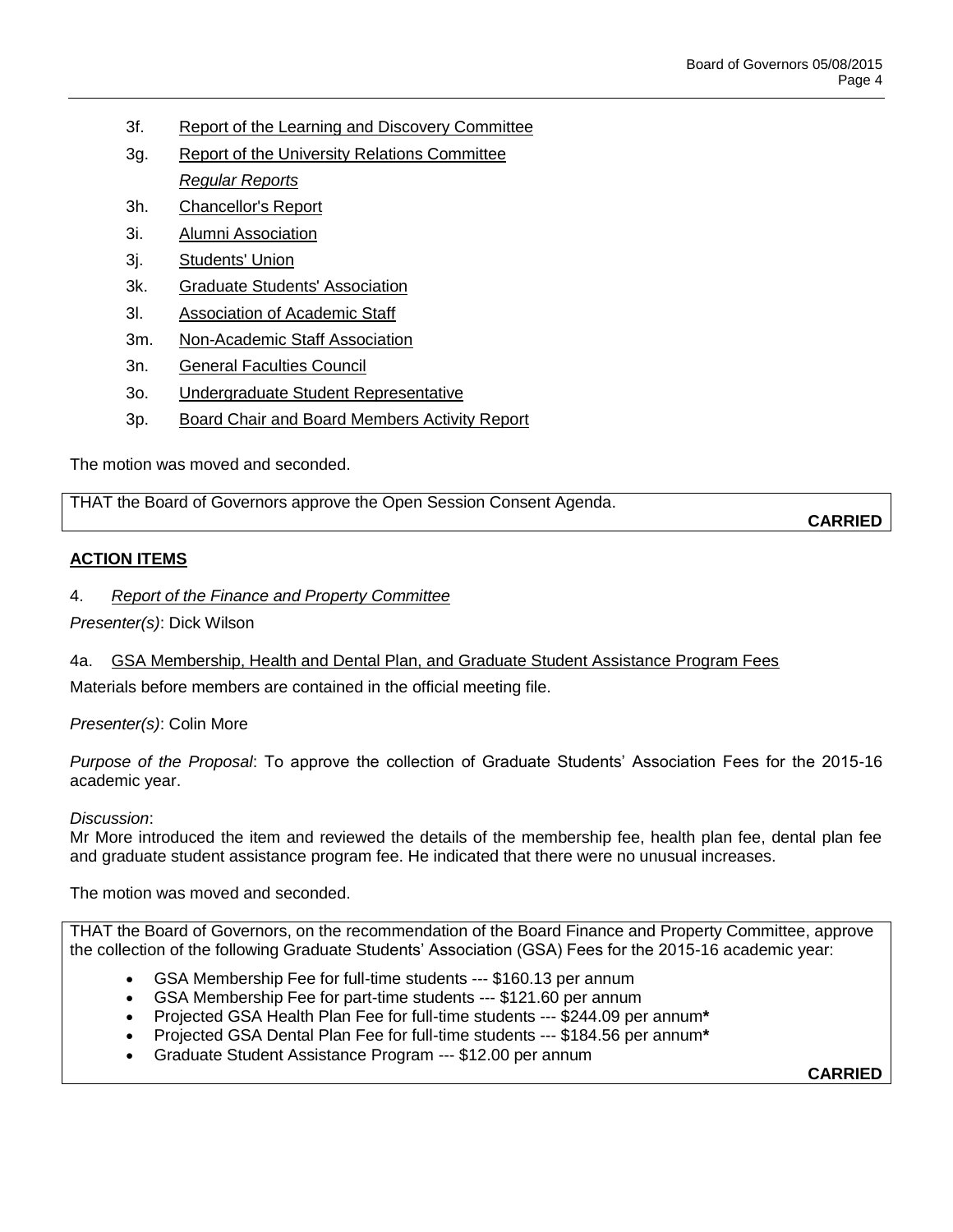3f. Report of the Learning and Discovery Committee

3g. Report of the University Relations Committee

*Regular Reports*

3h. Chancellor's Report

3i. Alumni Association

3j. Students' Union

3k. Graduate Students' Association

3l. Association of Academic Staff

3m. Non-Academic Staff Association

3n. General Faculties Council

3o. Undergraduate Student Representative

3p. Board Chair and Board Members Activity Report

The motion was moved and seconded.

THAT the Board of Governors approve the Open Session Consent Agenda.

**CARRIED**

## ACTION ITEMS

4. *Report of the Finance and Property Committee*

*Presenter(s)*: Dick Wilson

4a. GSA Membership, Health and Dental Plan, and Graduate Student Assistance Program Fees

Materials before members are contained in the official meeting file.

*Presenter(s)*: Colin More

*Purpose of the Proposal*: To approve the collection of Graduate Students' Association Fees for the 2015-16 academic year.

*Discussion*:
Mr More introduced the item and reviewed the details of the membership fee, health plan fee, dental plan fee and graduate student assistance program fee. He indicated that there were no unusual increases.

The motion was moved and seconded.

THAT the Board of Governors, on the recommendation of the Board Finance and Property Committee, approve the collection of the following Graduate Students' Association (GSA) Fees for the 2015-16 academic year:

- GSA Membership Fee for full-time students --- $160.13 per annum
- GSA Membership Fee for part-time students --- $121.60 per annum
- Projected GSA Health Plan Fee for full-time students --- $244.09 per annum**\***
- Projected GSA Dental Plan Fee for full-time students --- $184.56 per annum**\***
- Graduate Student Assistance Program --- $12.00 per annum

**CARRIED**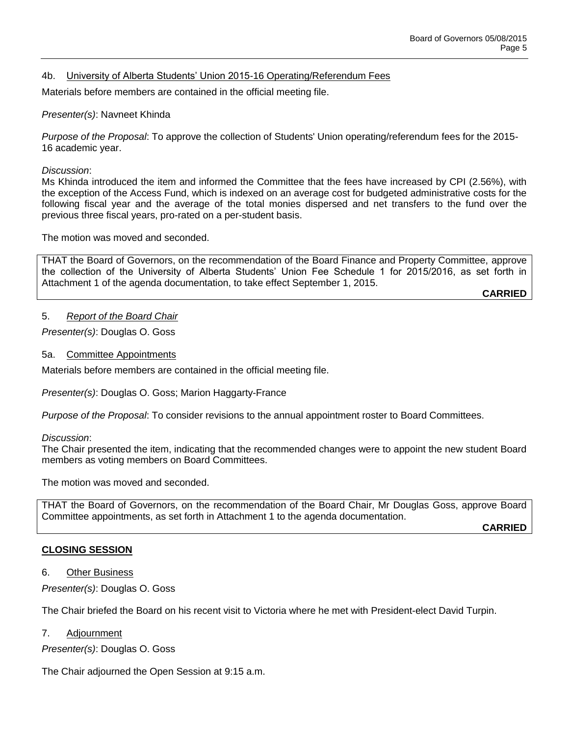4b. University of Alberta Students' Union 2015-16 Operating/Referendum Fees

Materials before members are contained in the official meeting file.

*Presenter(s)*: Navneet Khinda

*Purpose of the Proposal*: To approve the collection of Students' Union operating/referendum fees for the 2015-16 academic year.

*Discussion*:
Ms Khinda introduced the item and informed the Committee that the fees have increased by CPI (2.56%), with the exception of the Access Fund, which is indexed on an average cost for budgeted administrative costs for the following fiscal year and the average of the total monies dispersed and net transfers to the fund over the previous three fiscal years, pro-rated on a per-student basis.

The motion was moved and seconded.

THAT the Board of Governors, on the recommendation of the Board Finance and Property Committee, approve the collection of the University of Alberta Students' Union Fee Schedule 1 for 2015/2016, as set forth in Attachment 1 of the agenda documentation, to take effect September 1, 2015.

**CARRIED**

5. *Report of the Board Chair*

*Presenter(s)*: Douglas O. Goss

5a. Committee Appointments

Materials before members are contained in the official meeting file.

*Presenter(s)*: Douglas O. Goss; Marion Haggarty-France

*Purpose of the Proposal*: To consider revisions to the annual appointment roster to Board Committees.

*Discussion*:
The Chair presented the item, indicating that the recommended changes were to appoint the new student Board members as voting members on Board Committees.

The motion was moved and seconded.

THAT the Board of Governors, on the recommendation of the Board Chair, Mr Douglas Goss, approve Board Committee appointments, as set forth in Attachment 1 to the agenda documentation.

**CARRIED**

## CLOSING SESSION

6. Other Business

*Presenter(s)*: Douglas O. Goss

The Chair briefed the Board on his recent visit to Victoria where he met with President-elect David Turpin.

7. Adjournment

*Presenter(s)*: Douglas O. Goss

The Chair adjourned the Open Session at 9:15 a.m.